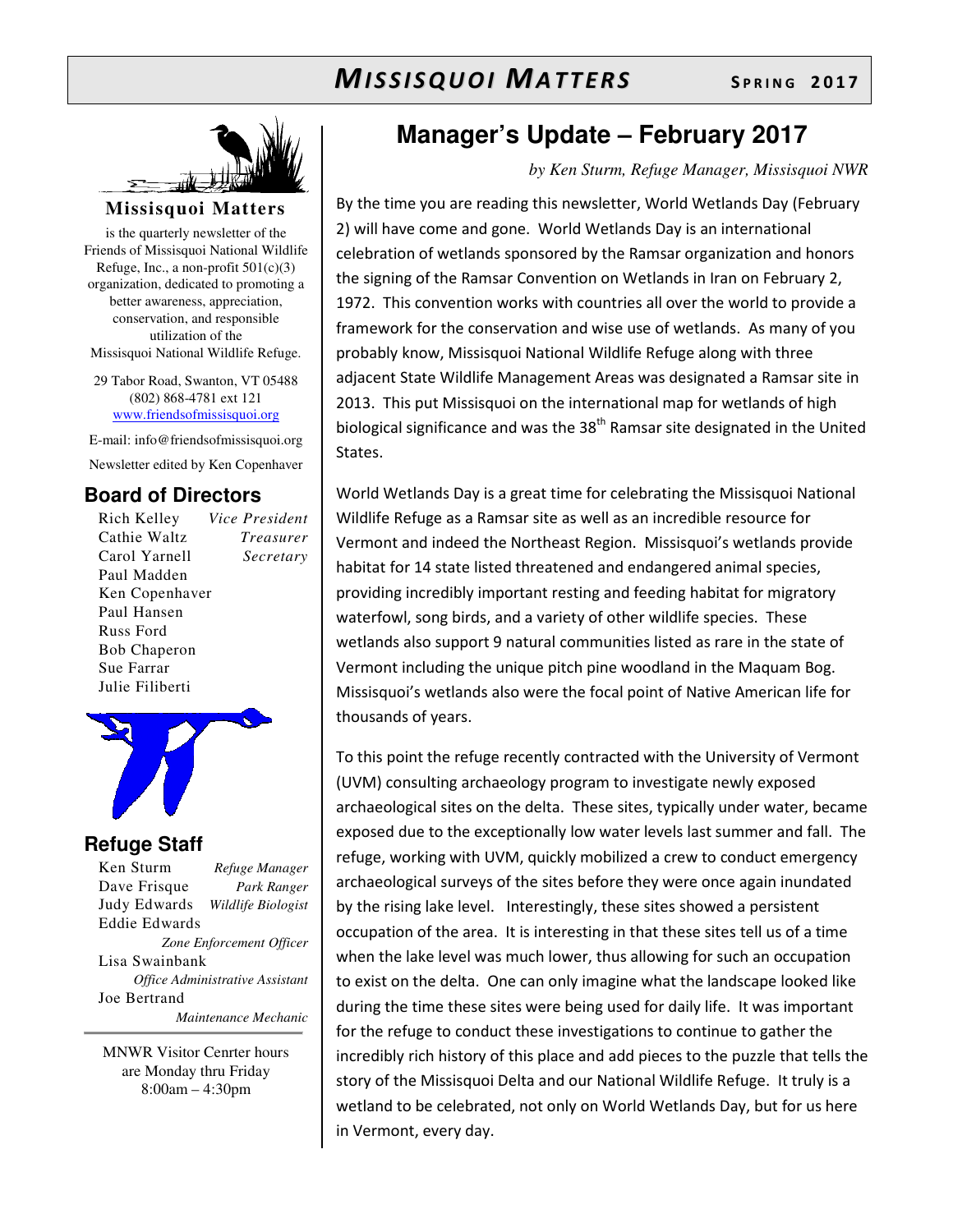# *MISSISQUOI MATTERS* SPRING 2017

**Missisquoi Matters**

is the quarterly newsletter of the Friends of Missisquoi National Wildlife Refuge, Inc., a non-profit 501(c)(3) organization, dedicated to promoting a better awareness, appreciation, conservation, and responsible utilization of the Missisquoi National Wildlife Refuge.

29 Tabor Road, Swanton, VT 05488
(802) 868-4781 ext 121
www.friendsofmissisquoi.org

E-mail: info@friendsofmissisquoi.org

Newsletter edited by Ken Copenhaver

## Board of Directors

Rich Kelley — *Vice President*
Cathie Waltz — *Treasurer*
Carol Yarnell — *Secretary*
Paul Madden
Ken Copenhaver
Paul Hansen
Russ Ford
Bob Chaperon
Sue Farrar
Julie Filiberti

## Refuge Staff

Ken Sturm — *Refuge Manager*
Dave Frisque — *Park Ranger*
Judy Edwards — *Wildlife Biologist*
Eddie Edwards — *Zone Enforcement Officer*
Lisa Swainbank — *Office Administrative Assistant*
Joe Bertrand — *Maintenance Mechanic*

MNWR Visitor Cenrter hours are Monday thru Friday 8:00am – 4:30pm

## Manager's Update – February 2017

*by Ken Sturm, Refuge Manager, Missisquoi NWR*

By the time you are reading this newsletter, World Wetlands Day (February 2) will have come and gone. World Wetlands Day is an international celebration of wetlands sponsored by the Ramsar organization and honors the signing of the Ramsar Convention on Wetlands in Iran on February 2, 1972. This convention works with countries all over the world to provide a framework for the conservation and wise use of wetlands. As many of you probably know, Missisquoi National Wildlife Refuge along with three adjacent State Wildlife Management Areas was designated a Ramsar site in 2013. This put Missisquoi on the international map for wetlands of high biological significance and was the 38th Ramsar site designated in the United States.

World Wetlands Day is a great time for celebrating the Missisquoi National Wildlife Refuge as a Ramsar site as well as an incredible resource for Vermont and indeed the Northeast Region. Missisquoi's wetlands provide habitat for 14 state listed threatened and endangered animal species, providing incredibly important resting and feeding habitat for migratory waterfowl, song birds, and a variety of other wildlife species. These wetlands also support 9 natural communities listed as rare in the state of Vermont including the unique pitch pine woodland in the Maquam Bog. Missisquoi's wetlands also were the focal point of Native American life for thousands of years.

To this point the refuge recently contracted with the University of Vermont (UVM) consulting archaeology program to investigate newly exposed archaeological sites on the delta. These sites, typically under water, became exposed due to the exceptionally low water levels last summer and fall. The refuge, working with UVM, quickly mobilized a crew to conduct emergency archaeological surveys of the sites before they were once again inundated by the rising lake level. Interestingly, these sites showed a persistent occupation of the area. It is interesting in that these sites tell us of a time when the lake level was much lower, thus allowing for such an occupation to exist on the delta. One can only imagine what the landscape looked like during the time these sites were being used for daily life. It was important for the refuge to conduct these investigations to continue to gather the incredibly rich history of this place and add pieces to the puzzle that tells the story of the Missisquoi Delta and our National Wildlife Refuge. It truly is a wetland to be celebrated, not only on World Wetlands Day, but for us here in Vermont, every day.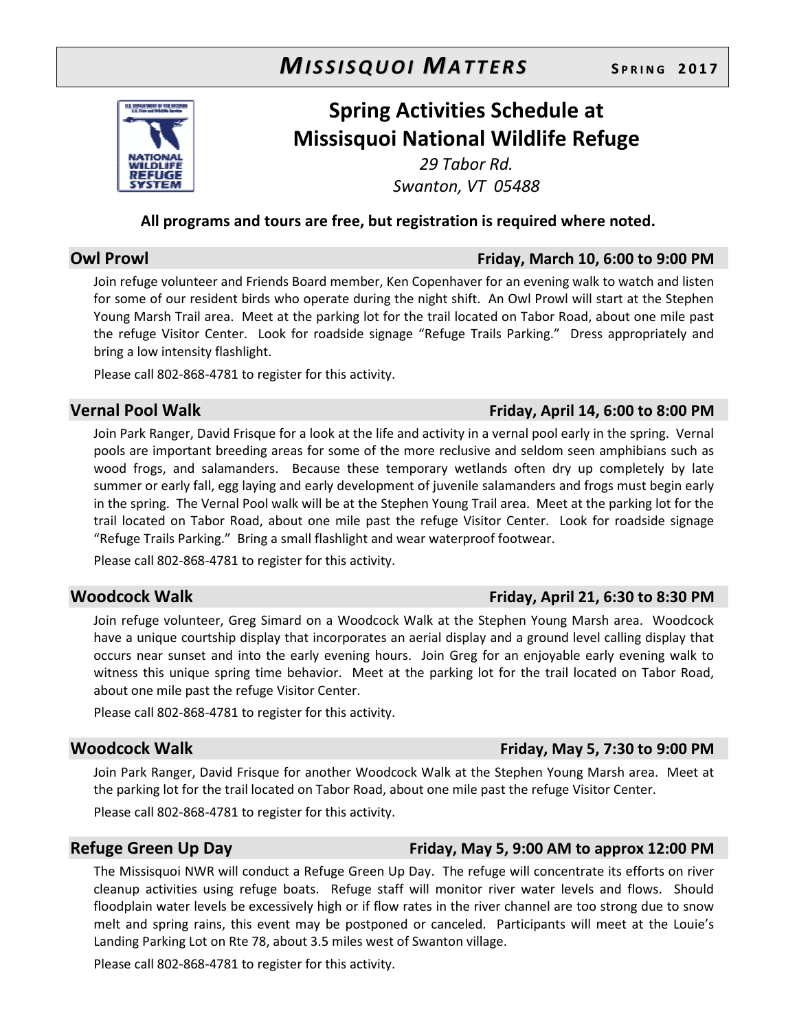# Spring Activities Schedule at Missisquoi National Wildlife Refuge

*29 Tabor Rd.*
*Swanton, VT 05488*

**All programs and tours are free, but registration is required where noted.**

## Owl Prowl — Friday, March 10, 6:00 to 9:00 PM

Join refuge volunteer and Friends Board member, Ken Copenhaver for an evening walk to watch and listen for some of our resident birds who operate during the night shift. An Owl Prowl will start at the Stephen Young Marsh Trail area. Meet at the parking lot for the trail located on Tabor Road, about one mile past the refuge Visitor Center. Look for roadside signage "Refuge Trails Parking." Dress appropriately and bring a low intensity flashlight.

Please call 802-868-4781 to register for this activity.

## Vernal Pool Walk — Friday, April 14, 6:00 to 8:00 PM

Join Park Ranger, David Frisque for a look at the life and activity in a vernal pool early in the spring. Vernal pools are important breeding areas for some of the more reclusive and seldom seen amphibians such as wood frogs, and salamanders. Because these temporary wetlands often dry up completely by late summer or early fall, egg laying and early development of juvenile salamanders and frogs must begin early in the spring. The Vernal Pool walk will be at the Stephen Young Trail area. Meet at the parking lot for the trail located on Tabor Road, about one mile past the refuge Visitor Center. Look for roadside signage "Refuge Trails Parking." Bring a small flashlight and wear waterproof footwear.

Please call 802-868-4781 to register for this activity.

## Woodcock Walk — Friday, April 21, 6:30 to 8:30 PM

Join refuge volunteer, Greg Simard on a Woodcock Walk at the Stephen Young Marsh area. Woodcock have a unique courtship display that incorporates an aerial display and a ground level calling display that occurs near sunset and into the early evening hours. Join Greg for an enjoyable early evening walk to witness this unique spring time behavior. Meet at the parking lot for the trail located on Tabor Road, about one mile past the refuge Visitor Center.

Please call 802-868-4781 to register for this activity.

## Woodcock Walk — Friday, May 5, 7:30 to 9:00 PM

Join Park Ranger, David Frisque for another Woodcock Walk at the Stephen Young Marsh area. Meet at the parking lot for the trail located on Tabor Road, about one mile past the refuge Visitor Center.

Please call 802-868-4781 to register for this activity.

## Refuge Green Up Day — Friday, May 5, 9:00 AM to approx 12:00 PM

The Missisquoi NWR will conduct a Refuge Green Up Day. The refuge will concentrate its efforts on river cleanup activities using refuge boats. Refuge staff will monitor river water levels and flows. Should floodplain water levels be excessively high or if flow rates in the river channel are too strong due to snow melt and spring rains, this event may be postponed or canceled. Participants will meet at the Louie's Landing Parking Lot on Rte 78, about 3.5 miles west of Swanton village.

Please call 802-868-4781 to register for this activity.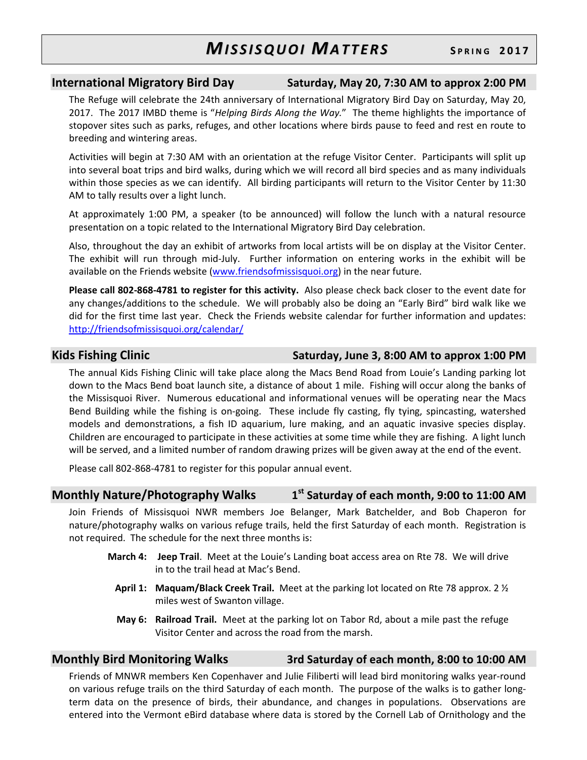## International Migratory Bird Day — Saturday, May 20, 7:30 AM to approx 2:00 PM

The Refuge will celebrate the 24th anniversary of International Migratory Bird Day on Saturday, May 20, 2017. The 2017 IMBD theme is "*Helping Birds Along the Way.*" The theme highlights the importance of stopover sites such as parks, refuges, and other locations where birds pause to feed and rest en route to breeding and wintering areas.

Activities will begin at 7:30 AM with an orientation at the refuge Visitor Center. Participants will split up into several boat trips and bird walks, during which we will record all bird species and as many individuals within those species as we can identify. All birding participants will return to the Visitor Center by 11:30 AM to tally results over a light lunch.

At approximately 1:00 PM, a speaker (to be announced) will follow the lunch with a natural resource presentation on a topic related to the International Migratory Bird Day celebration.

Also, throughout the day an exhibit of artworks from local artists will be on display at the Visitor Center. The exhibit will run through mid-July. Further information on entering works in the exhibit will be available on the Friends website (www.friendsofmissisquoi.org) in the near future.

**Please call 802-868-4781 to register for this activity.** Also please check back closer to the event date for any changes/additions to the schedule. We will probably also be doing an "Early Bird" bird walk like we did for the first time last year. Check the Friends website calendar for further information and updates: http://friendsofmissisquoi.org/calendar/

## Kids Fishing Clinic — Saturday, June 3, 8:00 AM to approx 1:00 PM

The annual Kids Fishing Clinic will take place along the Macs Bend Road from Louie's Landing parking lot down to the Macs Bend boat launch site, a distance of about 1 mile. Fishing will occur along the banks of the Missisquoi River. Numerous educational and informational venues will be operating near the Macs Bend Building while the fishing is on-going. These include fly casting, fly tying, spincasting, watershed models and demonstrations, a fish ID aquarium, lure making, and an aquatic invasive species display. Children are encouraged to participate in these activities at some time while they are fishing. A light lunch will be served, and a limited number of random drawing prizes will be given away at the end of the event.

Please call 802-868-4781 to register for this popular annual event.

## Monthly Nature/Photography Walks — 1st Saturday of each month, 9:00 to 11:00 AM

Join Friends of Missisquoi NWR members Joe Belanger, Mark Batchelder, and Bob Chaperon for nature/photography walks on various refuge trails, held the first Saturday of each month. Registration is not required. The schedule for the next three months is:

- **March 4: Jeep Trail**. Meet at the Louie's Landing boat access area on Rte 78. We will drive in to the trail head at Mac's Bend.
- **April 1: Maquam/Black Creek Trail.** Meet at the parking lot located on Rte 78 approx. 2 ½ miles west of Swanton village.
- **May 6: Railroad Trail.** Meet at the parking lot on Tabor Rd, about a mile past the refuge Visitor Center and across the road from the marsh.

## Monthly Bird Monitoring Walks — 3rd Saturday of each month, 8:00 to 10:00 AM

Friends of MNWR members Ken Copenhaver and Julie Filiberti will lead bird monitoring walks year-round on various refuge trails on the third Saturday of each month. The purpose of the walks is to gather long-term data on the presence of birds, their abundance, and changes in populations. Observations are entered into the Vermont eBird database where data is stored by the Cornell Lab of Ornithology and the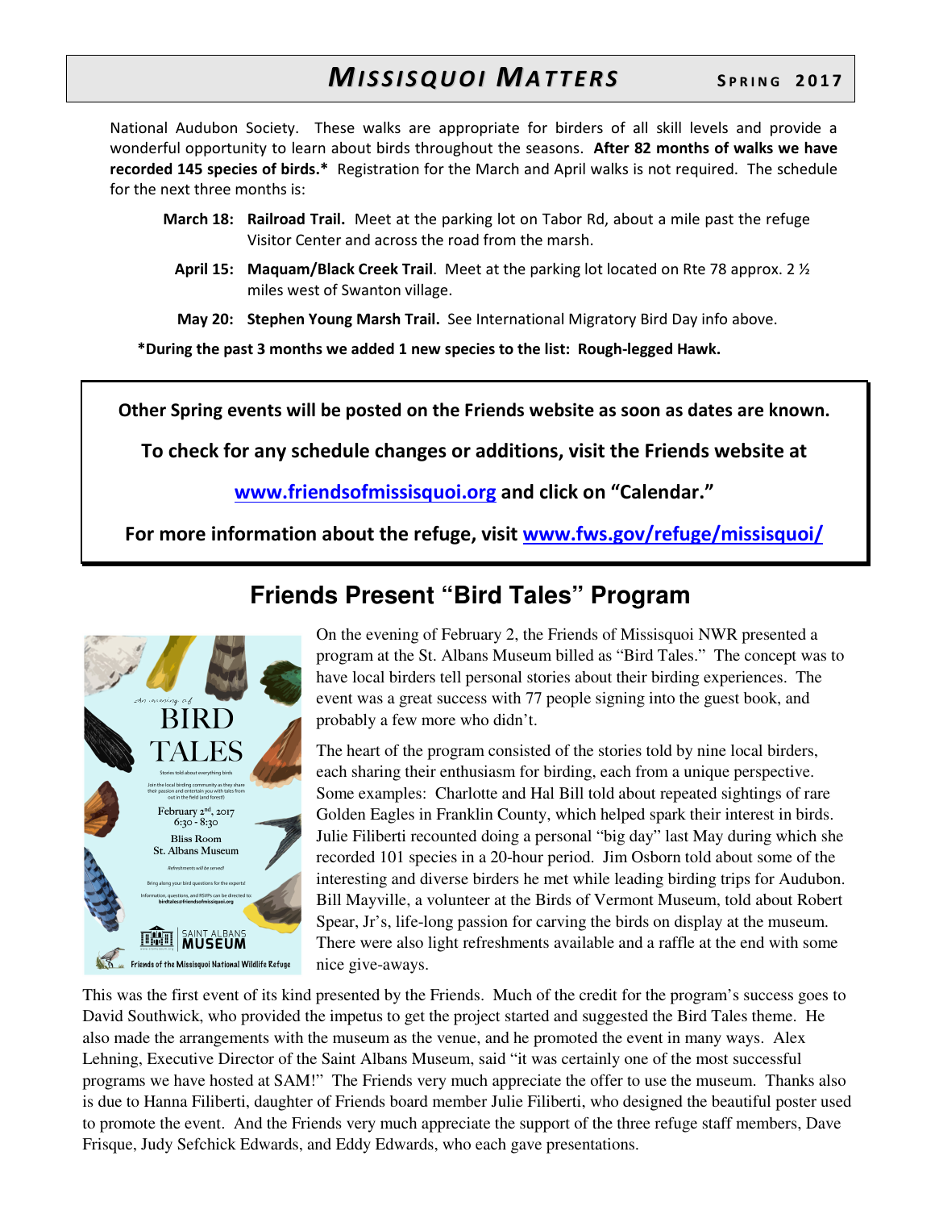National Audubon Society. These walks are appropriate for birders of all skill levels and provide a wonderful opportunity to learn about birds throughout the seasons. **After 82 months of walks we have recorded 145 species of birds.*** Registration for the March and April walks is not required. The schedule for the next three months is:

**March 18:** **Railroad Trail.** Meet at the parking lot on Tabor Rd, about a mile past the refuge Visitor Center and across the road from the marsh.

**April 15:** **Maquam/Black Creek Trail**. Meet at the parking lot located on Rte 78 approx. 2 ½ miles west of Swanton village.

**May 20:** **Stephen Young Marsh Trail.** See International Migratory Bird Day info above.

***During the past 3 months we added 1 new species to the list: Rough-legged Hawk.**

**Other Spring events will be posted on the Friends website as soon as dates are known.**

**To check for any schedule changes or additions, visit the Friends website at**

**www.friendsofmissisquoi.org and click on "Calendar."**

**For more information about the refuge, visit www.fws.gov/refuge/missisquoi/**

## Friends Present "Bird Tales" Program

On the evening of February 2, the Friends of Missisquoi NWR presented a program at the St. Albans Museum billed as "Bird Tales." The concept was to have local birders tell personal stories about their birding experiences. The event was a great success with 77 people signing into the guest book, and probably a few more who didn't.

The heart of the program consisted of the stories told by nine local birders, each sharing their enthusiasm for birding, each from a unique perspective. Some examples: Charlotte and Hal Bill told about repeated sightings of rare Golden Eagles in Franklin County, which helped spark their interest in birds. Julie Filiberti recounted doing a personal "big day" last May during which she recorded 101 species in a 20-hour period. Jim Osborn told about some of the interesting and diverse birders he met while leading birding trips for Audubon. Bill Mayville, a volunteer at the Birds of Vermont Museum, told about Robert Spear, Jr's, life-long passion for carving the birds on display at the museum. There were also light refreshments available and a raffle at the end with some nice give-aways.

This was the first event of its kind presented by the Friends. Much of the credit for the program's success goes to David Southwick, who provided the impetus to get the project started and suggested the Bird Tales theme. He also made the arrangements with the museum as the venue, and he promoted the event in many ways. Alex Lehning, Executive Director of the Saint Albans Museum, said "it was certainly one of the most successful programs we have hosted at SAM!" The Friends very much appreciate the offer to use the museum. Thanks also is due to Hanna Filiberti, daughter of Friends board member Julie Filiberti, who designed the beautiful poster used to promote the event. And the Friends very much appreciate the support of the three refuge staff members, Dave Frisque, Judy Sefchick Edwards, and Eddy Edwards, who each gave presentations.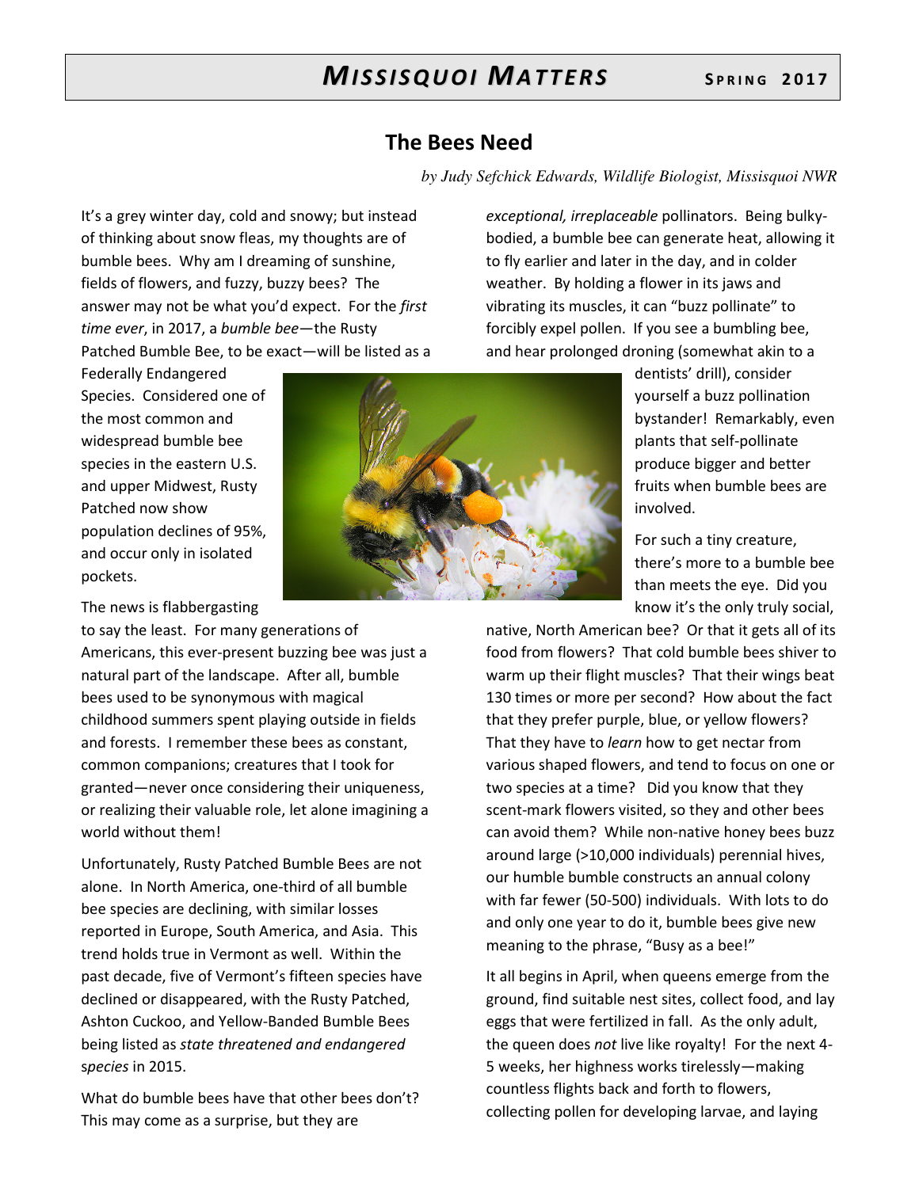## The Bees Need

*by Judy Sefchick Edwards, Wildlife Biologist, Missisquoi NWR*

It's a grey winter day, cold and snowy; but instead of thinking about snow fleas, my thoughts are of bumble bees. Why am I dreaming of sunshine, fields of flowers, and fuzzy, buzzy bees? The answer may not be what you'd expect. For the *first time ever*, in 2017, a *bumble bee*—the Rusty Patched Bumble Bee, to be exact—will be listed as a Federally Endangered Species. Considered one of the most common and widespread bumble bee species in the eastern U.S. and upper Midwest, Rusty Patched now show population declines of 95%, and occur only in isolated pockets.

The news is flabbergasting to say the least. For many generations of Americans, this ever-present buzzing bee was just a natural part of the landscape. After all, bumble bees used to be synonymous with magical childhood summers spent playing outside in fields and forests. I remember these bees as constant, common companions; creatures that I took for granted—never once considering their uniqueness, or realizing their valuable role, let alone imagining a world without them!

Unfortunately, Rusty Patched Bumble Bees are not alone. In North America, one-third of all bumble bee species are declining, with similar losses reported in Europe, South America, and Asia. This trend holds true in Vermont as well. Within the past decade, five of Vermont's fifteen species have declined or disappeared, with the Rusty Patched, Ashton Cuckoo, and Yellow-Banded Bumble Bees being listed as *state threatened and endangered species* in 2015.

What do bumble bees have that other bees don't? This may come as a surprise, but they are *exceptional, irreplaceable* pollinators. Being bulky-bodied, a bumble bee can generate heat, allowing it to fly earlier and later in the day, and in colder weather. By holding a flower in its jaws and vibrating its muscles, it can "buzz pollinate" to forcibly expel pollen. If you see a bumbling bee, and hear prolonged droning (somewhat akin to a dentists' drill), consider yourself a buzz pollination bystander! Remarkably, even plants that self-pollinate produce bigger and better fruits when bumble bees are involved.

For such a tiny creature, there's more to a bumble bee than meets the eye. Did you know it's the only truly social, native, North American bee? Or that it gets all of its food from flowers? That cold bumble bees shiver to warm up their flight muscles? That their wings beat 130 times or more per second? How about the fact that they prefer purple, blue, or yellow flowers? That they have to *learn* how to get nectar from various shaped flowers, and tend to focus on one or two species at a time? Did you know that they scent-mark flowers visited, so they and other bees can avoid them? While non-native honey bees buzz around large (>10,000 individuals) perennial hives, our humble bumble constructs an annual colony with far fewer (50-500) individuals. With lots to do and only one year to do it, bumble bees give new meaning to the phrase, "Busy as a bee!"

It all begins in April, when queens emerge from the ground, find suitable nest sites, collect food, and lay eggs that were fertilized in fall. As the only adult, the queen does *not* live like royalty! For the next 4-5 weeks, her highness works tirelessly—making countless flights back and forth to flowers, collecting pollen for developing larvae, and laying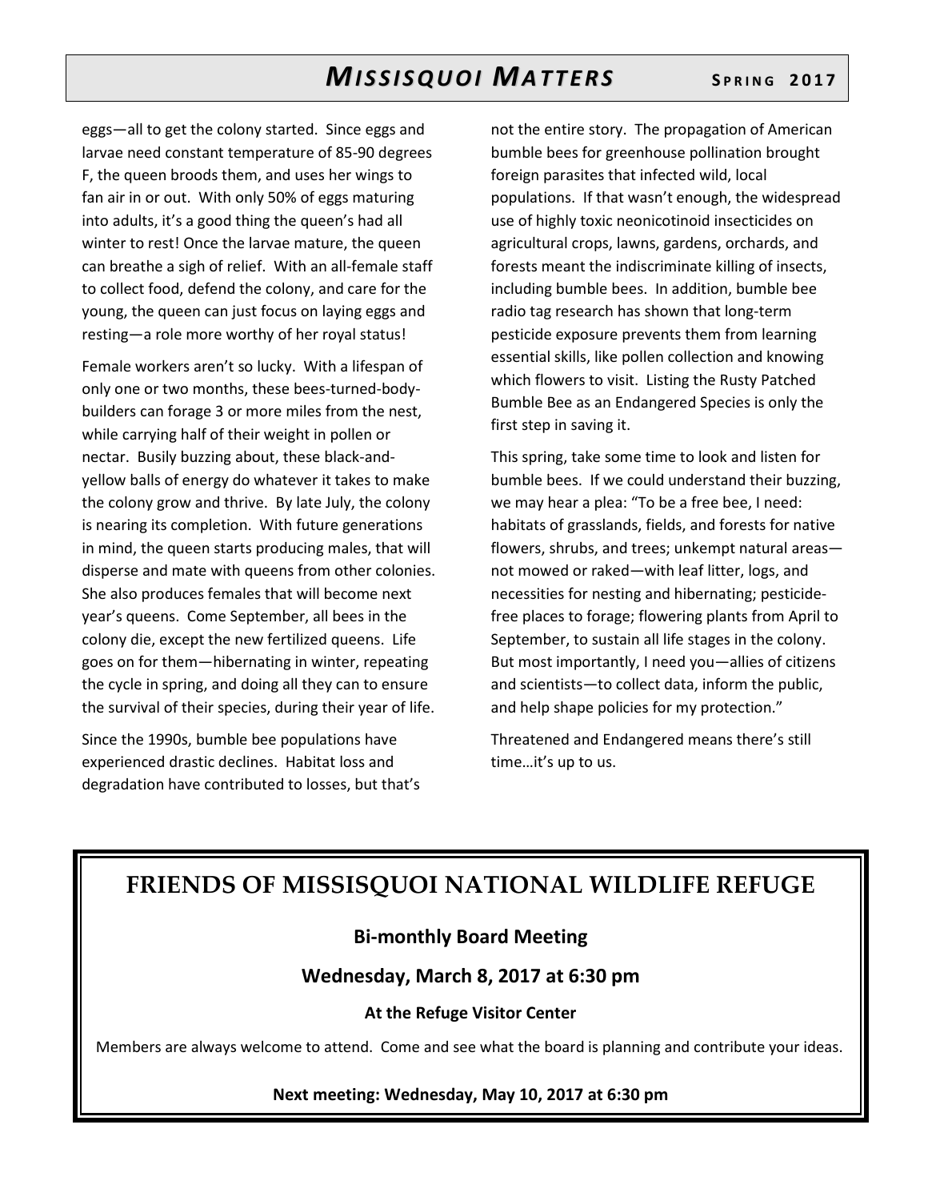eggs—all to get the colony started. Since eggs and larvae need constant temperature of 85-90 degrees F, the queen broods them, and uses her wings to fan air in or out. With only 50% of eggs maturing into adults, it's a good thing the queen's had all winter to rest! Once the larvae mature, the queen can breathe a sigh of relief. With an all-female staff to collect food, defend the colony, and care for the young, the queen can just focus on laying eggs and resting—a role more worthy of her royal status!

Female workers aren't so lucky. With a lifespan of only one or two months, these bees-turned-body-builders can forage 3 or more miles from the nest, while carrying half of their weight in pollen or nectar. Busily buzzing about, these black-and-yellow balls of energy do whatever it takes to make the colony grow and thrive. By late July, the colony is nearing its completion. With future generations in mind, the queen starts producing males, that will disperse and mate with queens from other colonies. She also produces females that will become next year's queens. Come September, all bees in the colony die, except the new fertilized queens. Life goes on for them—hibernating in winter, repeating the cycle in spring, and doing all they can to ensure the survival of their species, during their year of life.

Since the 1990s, bumble bee populations have experienced drastic declines. Habitat loss and degradation have contributed to losses, but that's not the entire story. The propagation of American bumble bees for greenhouse pollination brought foreign parasites that infected wild, local populations. If that wasn't enough, the widespread use of highly toxic neonicotinoid insecticides on agricultural crops, lawns, gardens, orchards, and forests meant the indiscriminate killing of insects, including bumble bees. In addition, bumble bee radio tag research has shown that long-term pesticide exposure prevents them from learning essential skills, like pollen collection and knowing which flowers to visit. Listing the Rusty Patched Bumble Bee as an Endangered Species is only the first step in saving it.

This spring, take some time to look and listen for bumble bees. If we could understand their buzzing, we may hear a plea: "To be a free bee, I need: habitats of grasslands, fields, and forests for native flowers, shrubs, and trees; unkempt natural areas—not mowed or raked—with leaf litter, logs, and necessities for nesting and hibernating; pesticide-free places to forage; flowering plants from April to September, to sustain all life stages in the colony. But most importantly, I need you—allies of citizens and scientists—to collect data, inform the public, and help shape policies for my protection."

Threatened and Endangered means there's still time…it's up to us.

## FRIENDS OF MISSISQUOI NATIONAL WILDLIFE REFUGE

### Bi-monthly Board Meeting

### Wednesday, March 8, 2017 at 6:30 pm

**At the Refuge Visitor Center**

Members are always welcome to attend. Come and see what the board is planning and contribute your ideas.

**Next meeting: Wednesday, May 10, 2017 at 6:30 pm**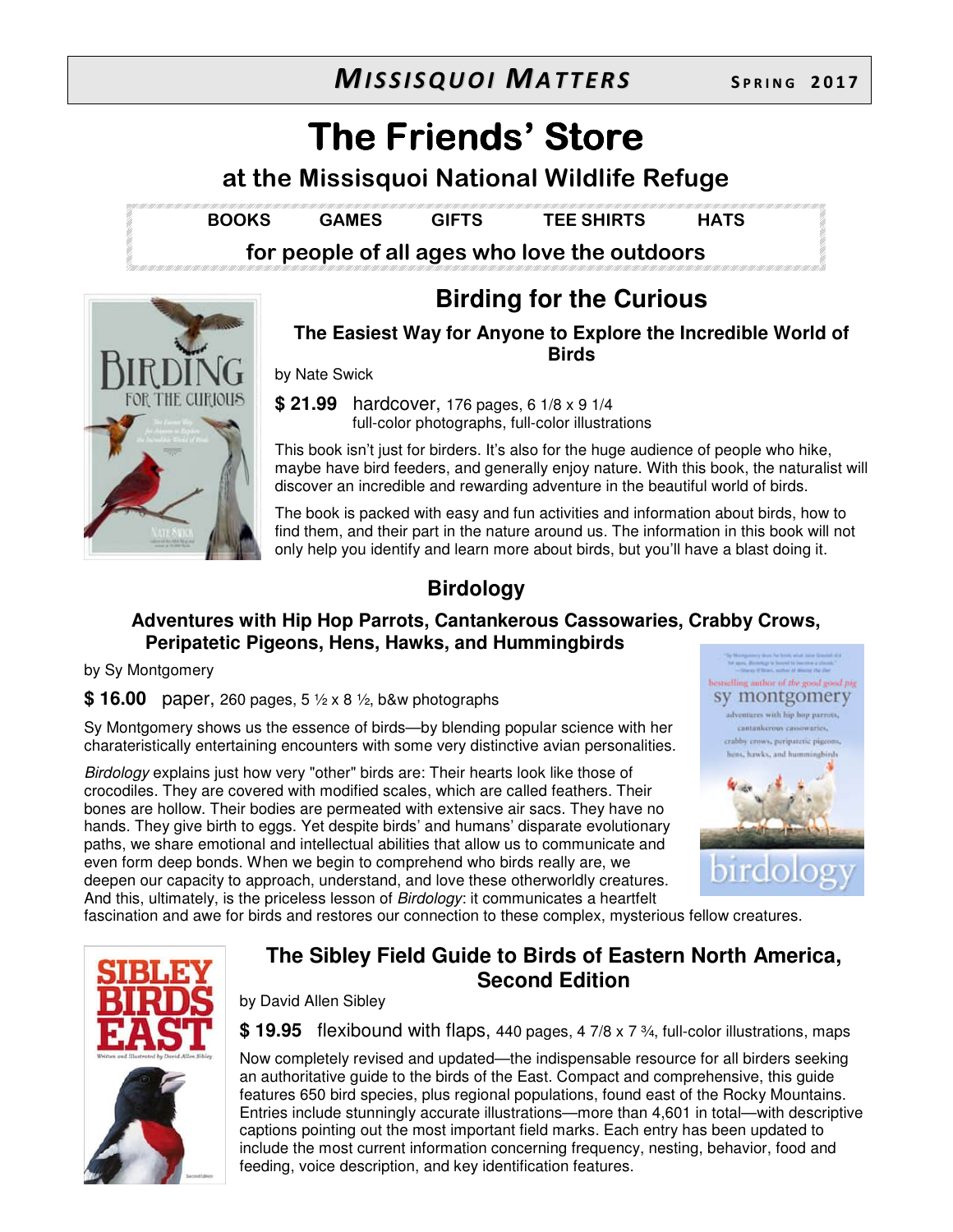# The Friends' Store

## at the Missisquoi National Wildlife Refuge

**BOOKS GAMES GIFTS TEE SHIRTS HATS**

**for people of all ages who love the outdoors**

## Birding for the Curious

### The Easiest Way for Anyone to Explore the Incredible World of Birds

by Nate Swick

**$ 21.99** hardcover, 176 pages, 6 1/8 x 9 1/4
full-color photographs, full-color illustrations

This book isn't just for birders. It's also for the huge audience of people who hike, maybe have bird feeders, and generally enjoy nature. With this book, the naturalist will discover an incredible and rewarding adventure in the beautiful world of birds.

The book is packed with easy and fun activities and information about birds, how to find them, and their part in the nature around us. The information in this book will not only help you identify and learn more about birds, but you'll have a blast doing it.

## Birdology

### Adventures with Hip Hop Parrots, Cantankerous Cassowaries, Crabby Crows, Peripatetic Pigeons, Hens, Hawks, and Hummingbirds

by Sy Montgomery

**$ 16.00** paper, 260 pages, 5 ½ x 8 ½, b&w photographs

Sy Montgomery shows us the essence of birds—by blending popular science with her charateristically entertaining encounters with some very distinctive avian personalities.

*Birdology* explains just how very "other" birds are: Their hearts look like those of crocodiles. They are covered with modified scales, which are called feathers. Their bones are hollow. Their bodies are permeated with extensive air sacs. They have no hands. They give birth to eggs. Yet despite birds' and humans' disparate evolutionary paths, we share emotional and intellectual abilities that allow us to communicate and even form deep bonds. When we begin to comprehend who birds really are, we deepen our capacity to approach, understand, and love these otherworldly creatures. And this, ultimately, is the priceless lesson of *Birdology*: it communicates a heartfelt fascination and awe for birds and restores our connection to these complex, mysterious fellow creatures.

## The Sibley Field Guide to Birds of Eastern North America, Second Edition

by David Allen Sibley

**$ 19.95** flexibound with flaps, 440 pages, 4 7/8 x 7 ¾, full-color illustrations, maps

Now completely revised and updated—the indispensable resource for all birders seeking an authoritative guide to the birds of the East. Compact and comprehensive, this guide features 650 bird species, plus regional populations, found east of the Rocky Mountains. Entries include stunningly accurate illustrations—more than 4,601 in total—with descriptive captions pointing out the most important field marks. Each entry has been updated to include the most current information concerning frequency, nesting, behavior, food and feeding, voice description, and key identification features.